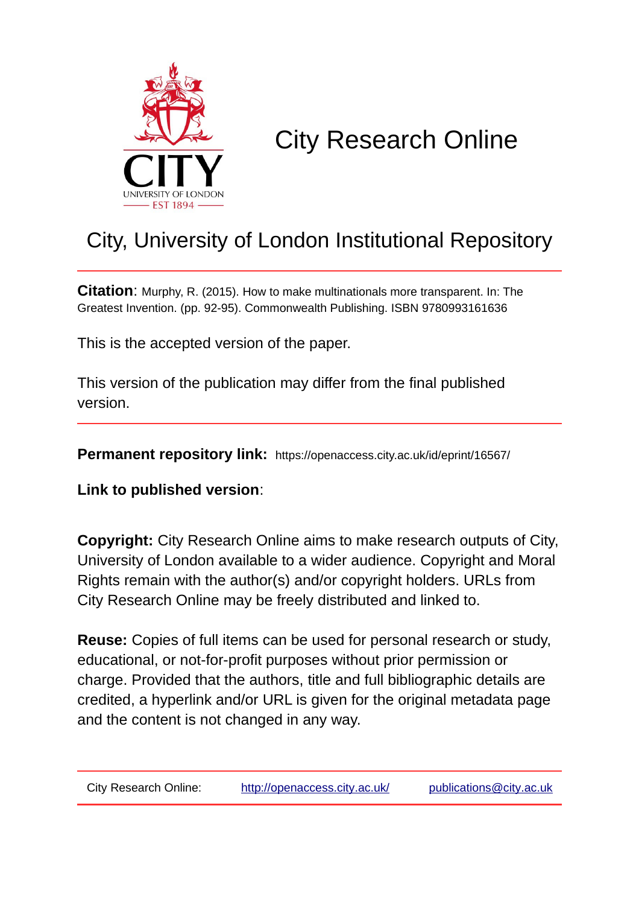# City Research Online

## City, University of London Institutional Repository

**Citation**: Murphy, R. (2015). How to make multinationals more transparent. In: The Greatest Invention. (pp. 92-95). Commonwealth Publishing. ISBN 9780993161636

This is the accepted version of the paper.

This version of the publication may differ from the final published version.

**Permanent repository link:** https://openaccess.city.ac.uk/id/eprint/16567/

**Link to published version**:

**Copyright:** City Research Online aims to make research outputs of City, University of London available to a wider audience. Copyright and Moral Rights remain with the author(s) and/or copyright holders. URLs from City Research Online may be freely distributed and linked to.

**Reuse:** Copies of full items can be used for personal research or study, educational, or not-for-profit purposes without prior permission or charge. Provided that the authors, title and full bibliographic details are credited, a hyperlink and/or URL is given for the original metadata page and the content is not changed in any way.

City Research Online: http://openaccess.city.ac.uk/ publications@city.ac.uk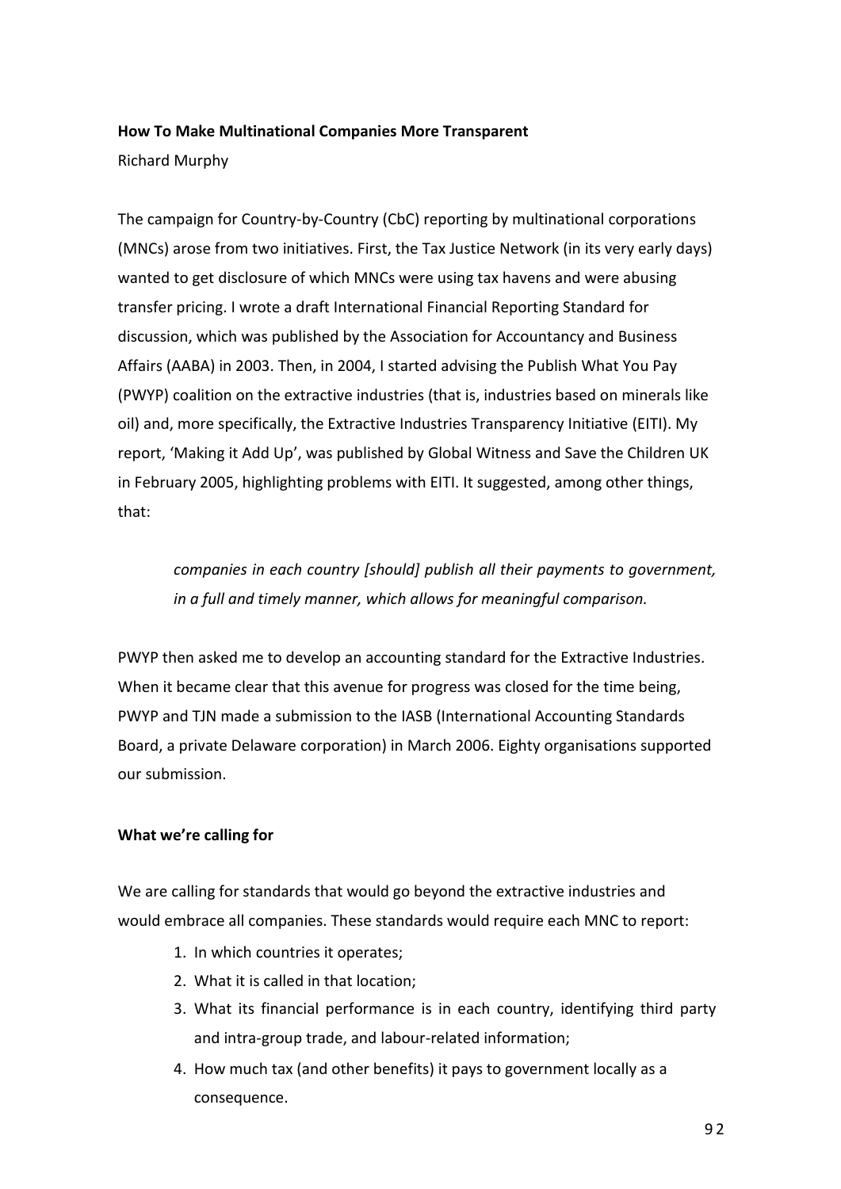**How To Make Multinational Companies More Transparent**

Richard Murphy

The campaign for Country-by-Country (CbC) reporting by multinational corporations (MNCs) arose from two initiatives. First, the Tax Justice Network (in its very early days) wanted to get disclosure of which MNCs were using tax havens and were abusing transfer pricing. I wrote a draft International Financial Reporting Standard for discussion, which was published by the Association for Accountancy and Business Affairs (AABA) in 2003. Then, in 2004, I started advising the Publish What You Pay (PWYP) coalition on the extractive industries (that is, industries based on minerals like oil) and, more specifically, the Extractive Industries Transparency Initiative (EITI). My report, 'Making it Add Up', was published by Global Witness and Save the Children UK in February 2005, highlighting problems with EITI. It suggested, among other things, that:

> *companies in each country [should] publish all their payments to government, in a full and timely manner, which allows for meaningful comparison.*

PWYP then asked me to develop an accounting standard for the Extractive Industries. When it became clear that this avenue for progress was closed for the time being, PWYP and TJN made a submission to the IASB (International Accounting Standards Board, a private Delaware corporation) in March 2006. Eighty organisations supported our submission.

**What we're calling for**

We are calling for standards that would go beyond the extractive industries and would embrace all companies. These standards would require each MNC to report:

1. In which countries it operates;
2. What it is called in that location;
3. What its financial performance is in each country, identifying third party and intra-group trade, and labour-related information;
4. How much tax (and other benefits) it pays to government locally as a consequence.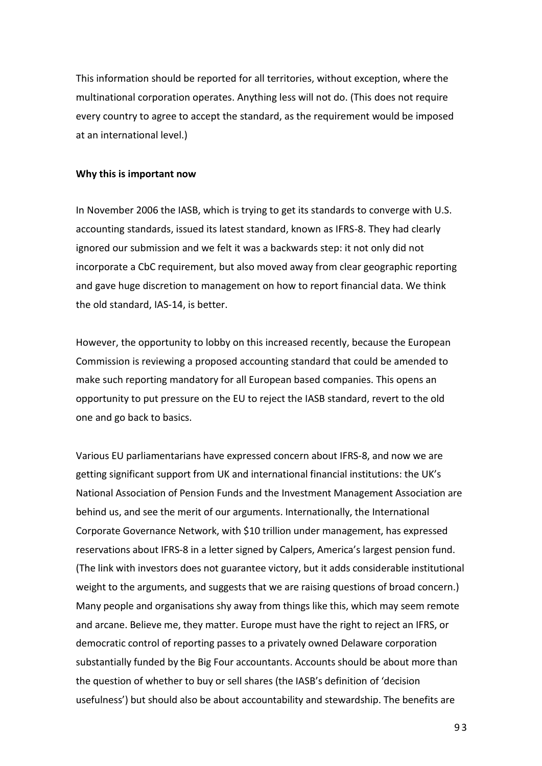This information should be reported for all territories, without exception, where the multinational corporation operates. Anything less will not do. (This does not require every country to agree to accept the standard, as the requirement would be imposed at an international level.)

**Why this is important now**

In November 2006 the IASB, which is trying to get its standards to converge with U.S. accounting standards, issued its latest standard, known as IFRS-8. They had clearly ignored our submission and we felt it was a backwards step: it not only did not incorporate a CbC requirement, but also moved away from clear geographic reporting and gave huge discretion to management on how to report financial data. We think the old standard, IAS-14, is better.

However, the opportunity to lobby on this increased recently, because the European Commission is reviewing a proposed accounting standard that could be amended to make such reporting mandatory for all European based companies. This opens an opportunity to put pressure on the EU to reject the IASB standard, revert to the old one and go back to basics.

Various EU parliamentarians have expressed concern about IFRS-8, and now we are getting significant support from UK and international financial institutions: the UK's National Association of Pension Funds and the Investment Management Association are behind us, and see the merit of our arguments. Internationally, the International Corporate Governance Network, with $10 trillion under management, has expressed reservations about IFRS-8 in a letter signed by Calpers, America's largest pension fund. (The link with investors does not guarantee victory, but it adds considerable institutional weight to the arguments, and suggests that we are raising questions of broad concern.) Many people and organisations shy away from things like this, which may seem remote and arcane. Believe me, they matter. Europe must have the right to reject an IFRS, or democratic control of reporting passes to a privately owned Delaware corporation substantially funded by the Big Four accountants. Accounts should be about more than the question of whether to buy or sell shares (the IASB's definition of 'decision usefulness') but should also be about accountability and stewardship. The benefits are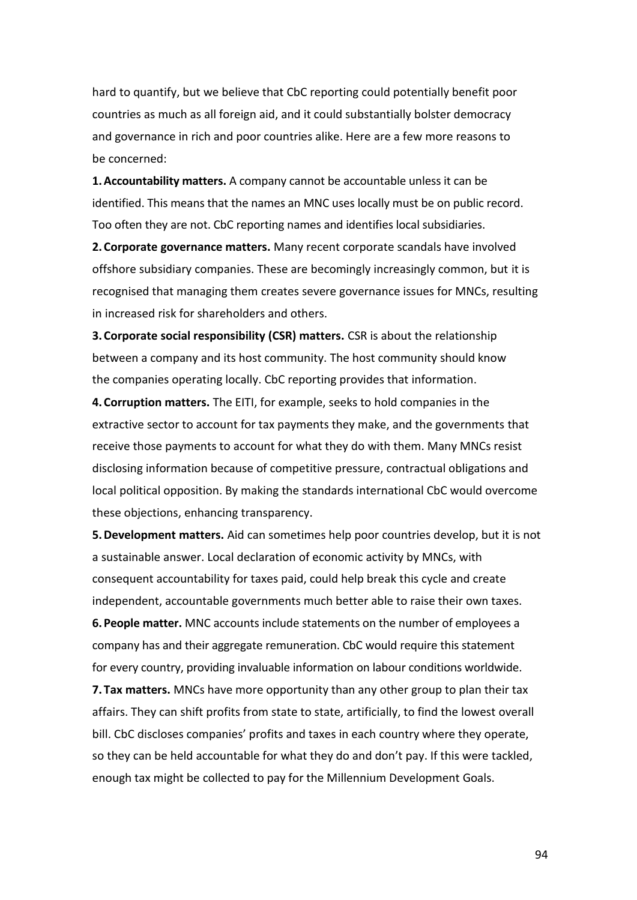hard to quantify, but we believe that CbC reporting could potentially benefit poor countries as much as all foreign aid, and it could substantially bolster democracy and governance in rich and poor countries alike. Here are a few more reasons to be concerned:

**1. Accountability matters.** A company cannot be accountable unless it can be identified. This means that the names an MNC uses locally must be on public record. Too often they are not. CbC reporting names and identifies local subsidiaries.

**2. Corporate governance matters.** Many recent corporate scandals have involved offshore subsidiary companies. These are becomingly increasingly common, but it is recognised that managing them creates severe governance issues for MNCs, resulting in increased risk for shareholders and others.

**3. Corporate social responsibility (CSR) matters.** CSR is about the relationship between a company and its host community. The host community should know the companies operating locally. CbC reporting provides that information.

**4. Corruption matters.** The EITI, for example, seeks to hold companies in the extractive sector to account for tax payments they make, and the governments that receive those payments to account for what they do with them. Many MNCs resist disclosing information because of competitive pressure, contractual obligations and local political opposition. By making the standards international CbC would overcome these objections, enhancing transparency.

**5. Development matters.** Aid can sometimes help poor countries develop, but it is not a sustainable answer. Local declaration of economic activity by MNCs, with consequent accountability for taxes paid, could help break this cycle and create independent, accountable governments much better able to raise their own taxes.

**6. People matter.** MNC accounts include statements on the number of employees a company has and their aggregate remuneration. CbC would require this statement for every country, providing invaluable information on labour conditions worldwide.

**7. Tax matters.** MNCs have more opportunity than any other group to plan their tax affairs. They can shift profits from state to state, artificially, to find the lowest overall bill. CbC discloses companies' profits and taxes in each country where they operate, so they can be held accountable for what they do and don't pay. If this were tackled, enough tax might be collected to pay for the Millennium Development Goals.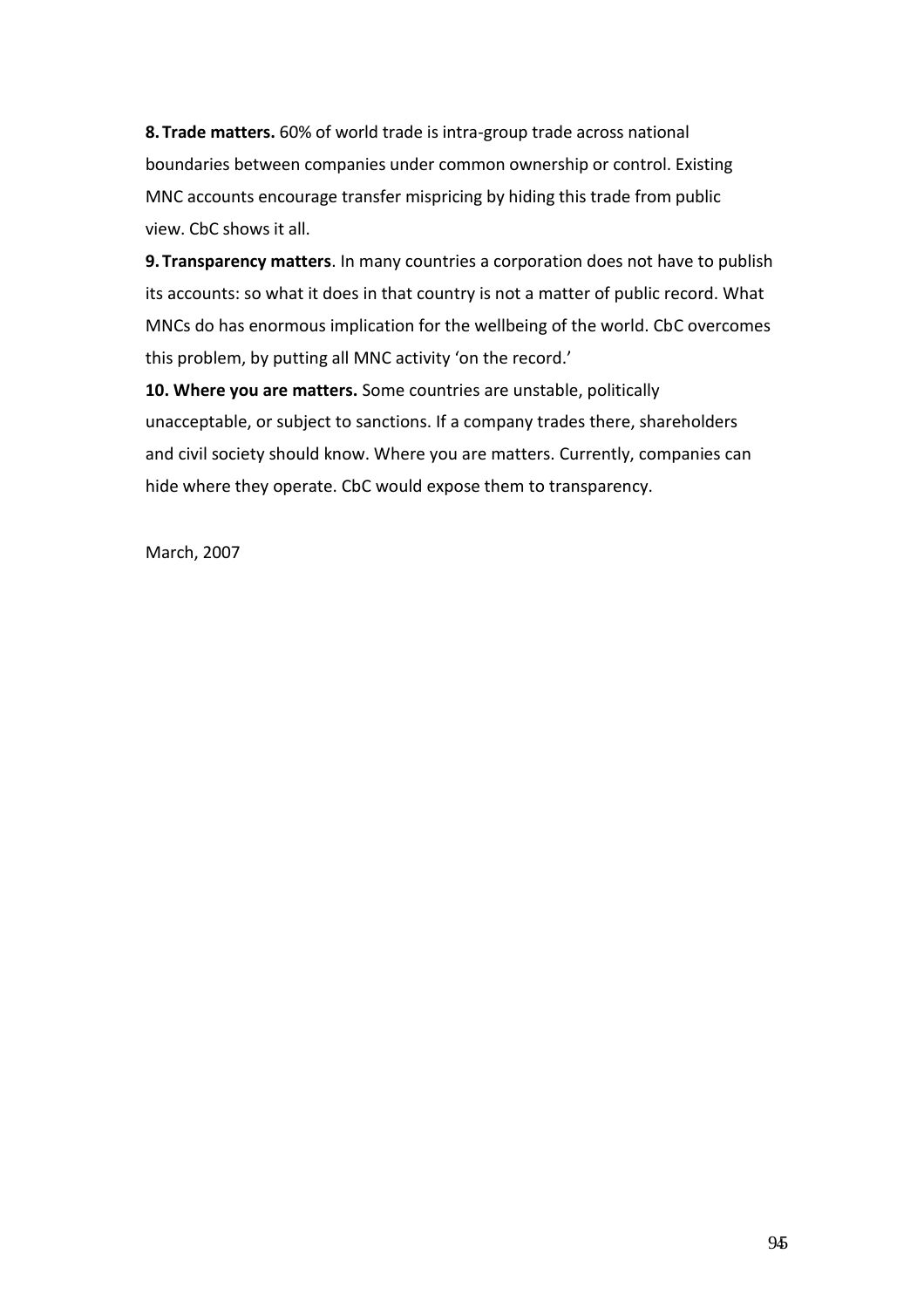**8. Trade matters.** 60% of world trade is intra-group trade across national boundaries between companies under common ownership or control. Existing MNC accounts encourage transfer mispricing by hiding this trade from public view. CbC shows it all.

**9. Transparency matters**. In many countries a corporation does not have to publish its accounts: so what it does in that country is not a matter of public record. What MNCs do has enormous implication for the wellbeing of the world. CbC overcomes this problem, by putting all MNC activity 'on the record.'

**10. Where you are matters.** Some countries are unstable, politically unacceptable, or subject to sanctions. If a company trades there, shareholders and civil society should know. Where you are matters. Currently, companies can hide where they operate. CbC would expose them to transparency.

March, 2007